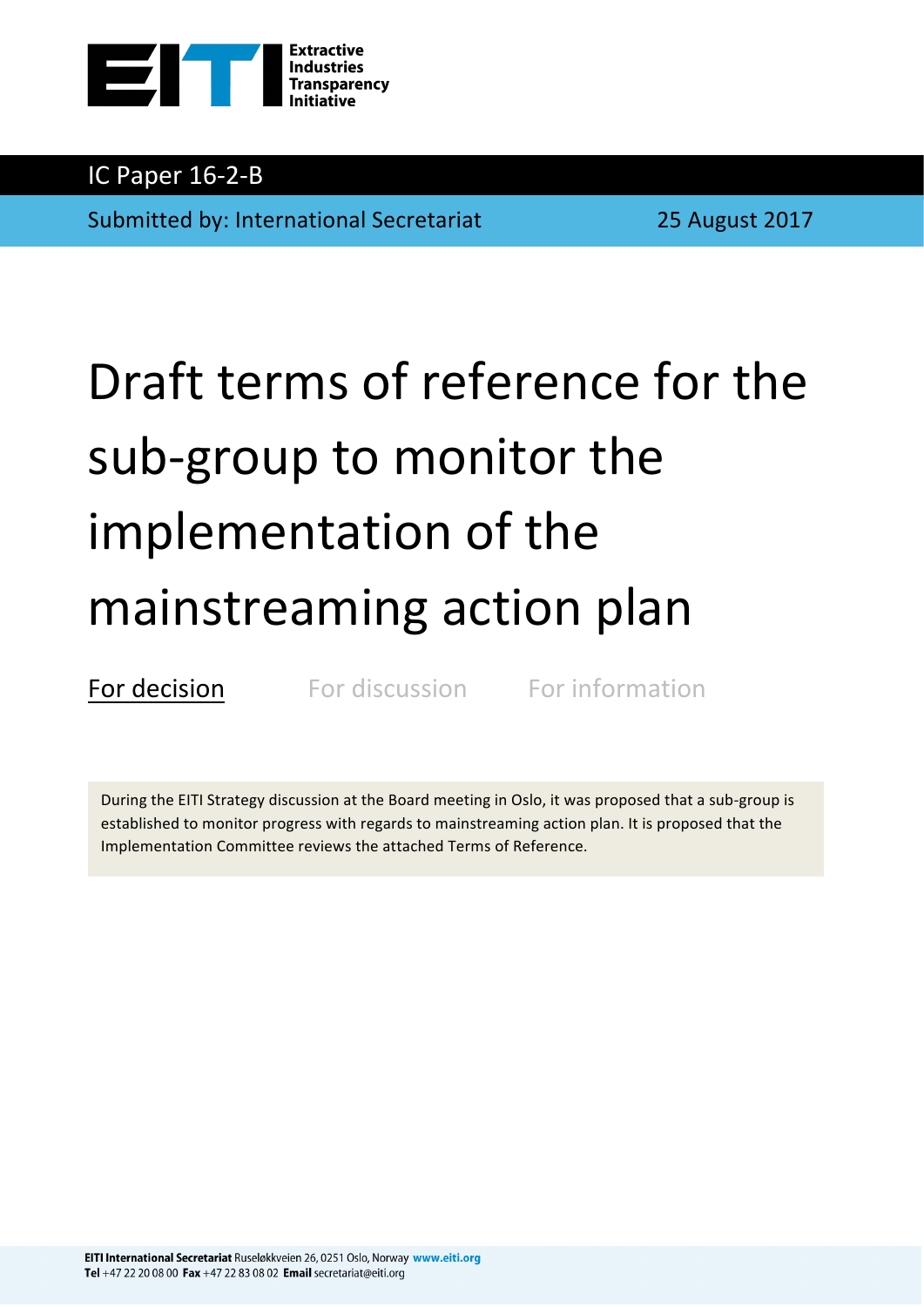IC Paper 16-2-B

Submitted by: International Secretariat

25 August 2017

# Draft terms of reference for the sub-group to monitor the implementation of the mainstreaming action plan

For decision For discussion For information

During the EITI Strategy discussion at the Board meeting in Oslo, it was proposed that a sub-group is established to monitor progress with regards to mainstreaming action plan. It is proposed that the Implementation Committee reviews the attached Terms of Reference.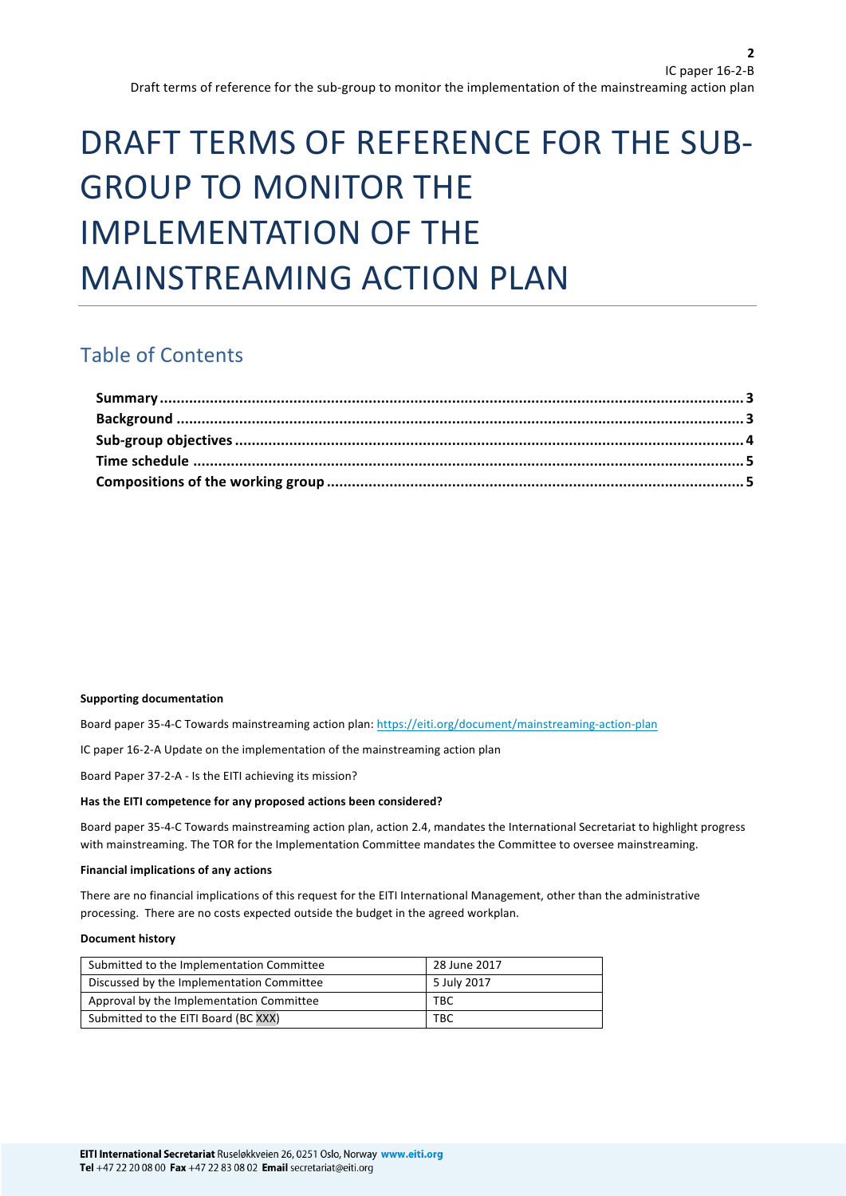# DRAFT TERMS OF REFERENCE FOR THE SUB-GROUP TO MONITOR THE IMPLEMENTATION OF THE MAINSTREAMING ACTION PLAN

## Table of Contents

**Summary** ........................................................ 3
**Background** ........................................................ 3
**Sub-group objectives** ........................................................ 4
**Time schedule** ........................................................ 5
**Compositions of the working group** ........................................................ 5

**Supporting documentation**

Board paper 35-4-C Towards mainstreaming action plan: https://eiti.org/document/mainstreaming-action-plan

IC paper 16-2-A Update on the implementation of the mainstreaming action plan

Board Paper 37-2-A - Is the EITI achieving its mission?

**Has the EITI competence for any proposed actions been considered?**

Board paper 35-4-C Towards mainstreaming action plan, action 2.4, mandates the International Secretariat to highlight progress with mainstreaming. The TOR for the Implementation Committee mandates the Committee to oversee mainstreaming.

**Financial implications of any actions**

There are no financial implications of this request for the EITI International Management, other than the administrative processing. There are no costs expected outside the budget in the agreed workplan.

**Document history**

| | |
|---|---|
| Submitted to the Implementation Committee | 28 June 2017 |
| Discussed by the Implementation Committee | 5 July 2017 |
| Approval by the Implementation Committee | TBC |
| Submitted to the EITI Board (BC XXX) | TBC |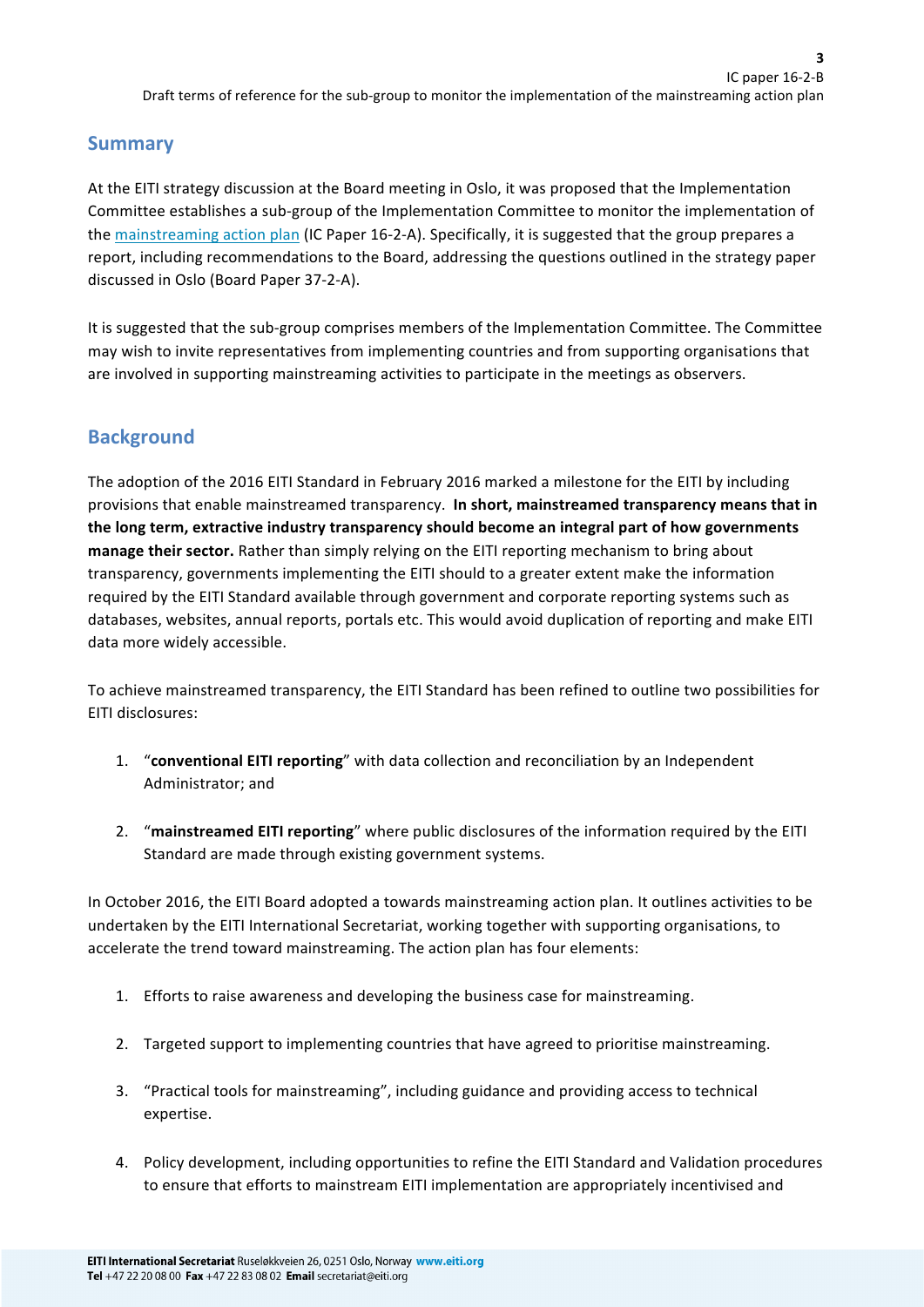## Summary

At the EITI strategy discussion at the Board meeting in Oslo, it was proposed that the Implementation Committee establishes a sub-group of the Implementation Committee to monitor the implementation of the mainstreaming action plan (IC Paper 16-2-A). Specifically, it is suggested that the group prepares a report, including recommendations to the Board, addressing the questions outlined in the strategy paper discussed in Oslo (Board Paper 37-2-A).

It is suggested that the sub-group comprises members of the Implementation Committee. The Committee may wish to invite representatives from implementing countries and from supporting organisations that are involved in supporting mainstreaming activities to participate in the meetings as observers.

## Background

The adoption of the 2016 EITI Standard in February 2016 marked a milestone for the EITI by including provisions that enable mainstreamed transparency. **In short, mainstreamed transparency means that in the long term, extractive industry transparency should become an integral part of how governments manage their sector.** Rather than simply relying on the EITI reporting mechanism to bring about transparency, governments implementing the EITI should to a greater extent make the information required by the EITI Standard available through government and corporate reporting systems such as databases, websites, annual reports, portals etc. This would avoid duplication of reporting and make EITI data more widely accessible.

To achieve mainstreamed transparency, the EITI Standard has been refined to outline two possibilities for EITI disclosures:

1. "**conventional EITI reporting**" with data collection and reconciliation by an Independent Administrator; and

2. "**mainstreamed EITI reporting**" where public disclosures of the information required by the EITI Standard are made through existing government systems.

In October 2016, the EITI Board adopted a towards mainstreaming action plan. It outlines activities to be undertaken by the EITI International Secretariat, working together with supporting organisations, to accelerate the trend toward mainstreaming. The action plan has four elements:

1. Efforts to raise awareness and developing the business case for mainstreaming.

2. Targeted support to implementing countries that have agreed to prioritise mainstreaming.

3. "Practical tools for mainstreaming", including guidance and providing access to technical expertise.

4. Policy development, including opportunities to refine the EITI Standard and Validation procedures to ensure that efforts to mainstream EITI implementation are appropriately incentivised and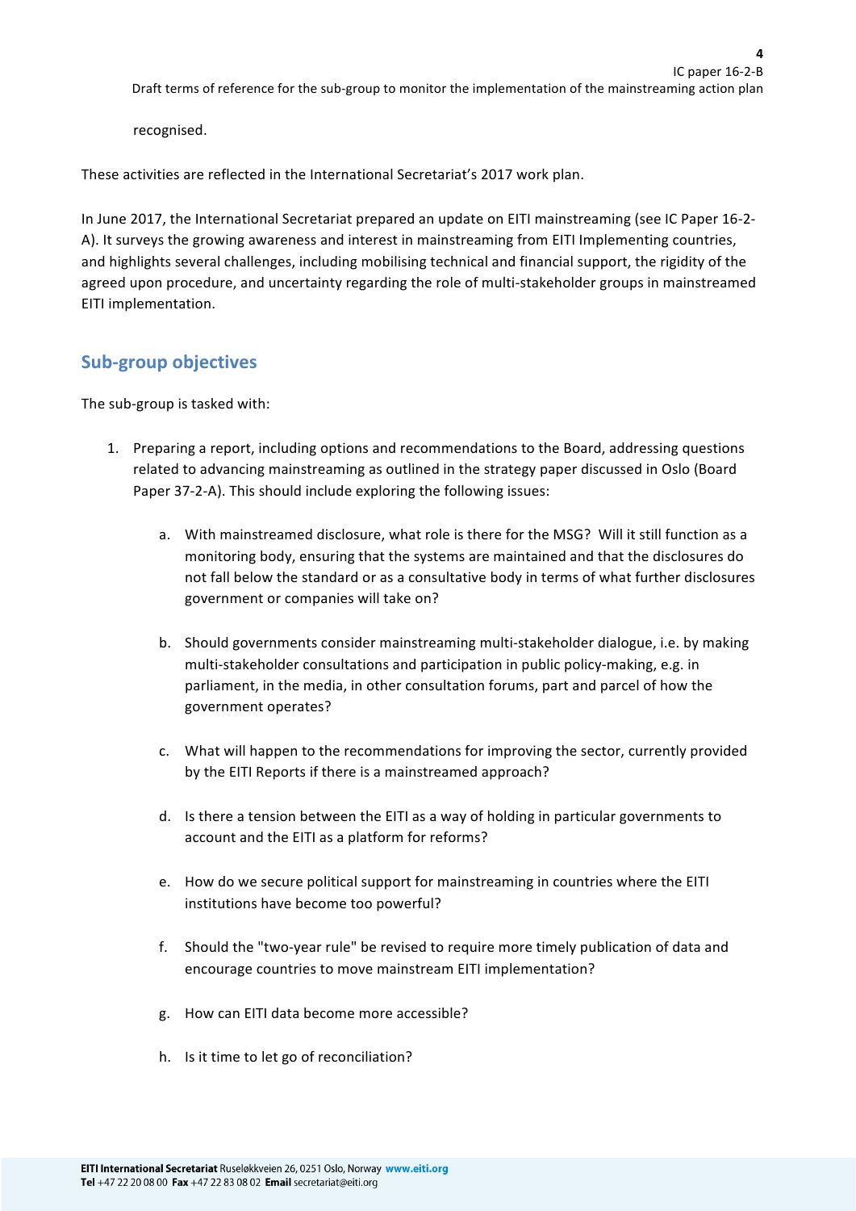recognised.

These activities are reflected in the International Secretariat's 2017 work plan.

In June 2017, the International Secretariat prepared an update on EITI mainstreaming (see IC Paper 16-2-A). It surveys the growing awareness and interest in mainstreaming from EITI Implementing countries, and highlights several challenges, including mobilising technical and financial support, the rigidity of the agreed upon procedure, and uncertainty regarding the role of multi-stakeholder groups in mainstreamed EITI implementation.

## Sub-group objectives

The sub-group is tasked with:

1. Preparing a report, including options and recommendations to the Board, addressing questions related to advancing mainstreaming as outlined in the strategy paper discussed in Oslo (Board Paper 37-2-A). This should include exploring the following issues:

    a. With mainstreamed disclosure, what role is there for the MSG? Will it still function as a monitoring body, ensuring that the systems are maintained and that the disclosures do not fall below the standard or as a consultative body in terms of what further disclosures government or companies will take on?

    b. Should governments consider mainstreaming multi-stakeholder dialogue, i.e. by making multi-stakeholder consultations and participation in public policy-making, e.g. in parliament, in the media, in other consultation forums, part and parcel of how the government operates?

    c. What will happen to the recommendations for improving the sector, currently provided by the EITI Reports if there is a mainstreamed approach?

    d. Is there a tension between the EITI as a way of holding in particular governments to account and the EITI as a platform for reforms?

    e. How do we secure political support for mainstreaming in countries where the EITI institutions have become too powerful?

    f. Should the "two-year rule" be revised to require more timely publication of data and encourage countries to move mainstream EITI implementation?

    g. How can EITI data become more accessible?

    h. Is it time to let go of reconciliation?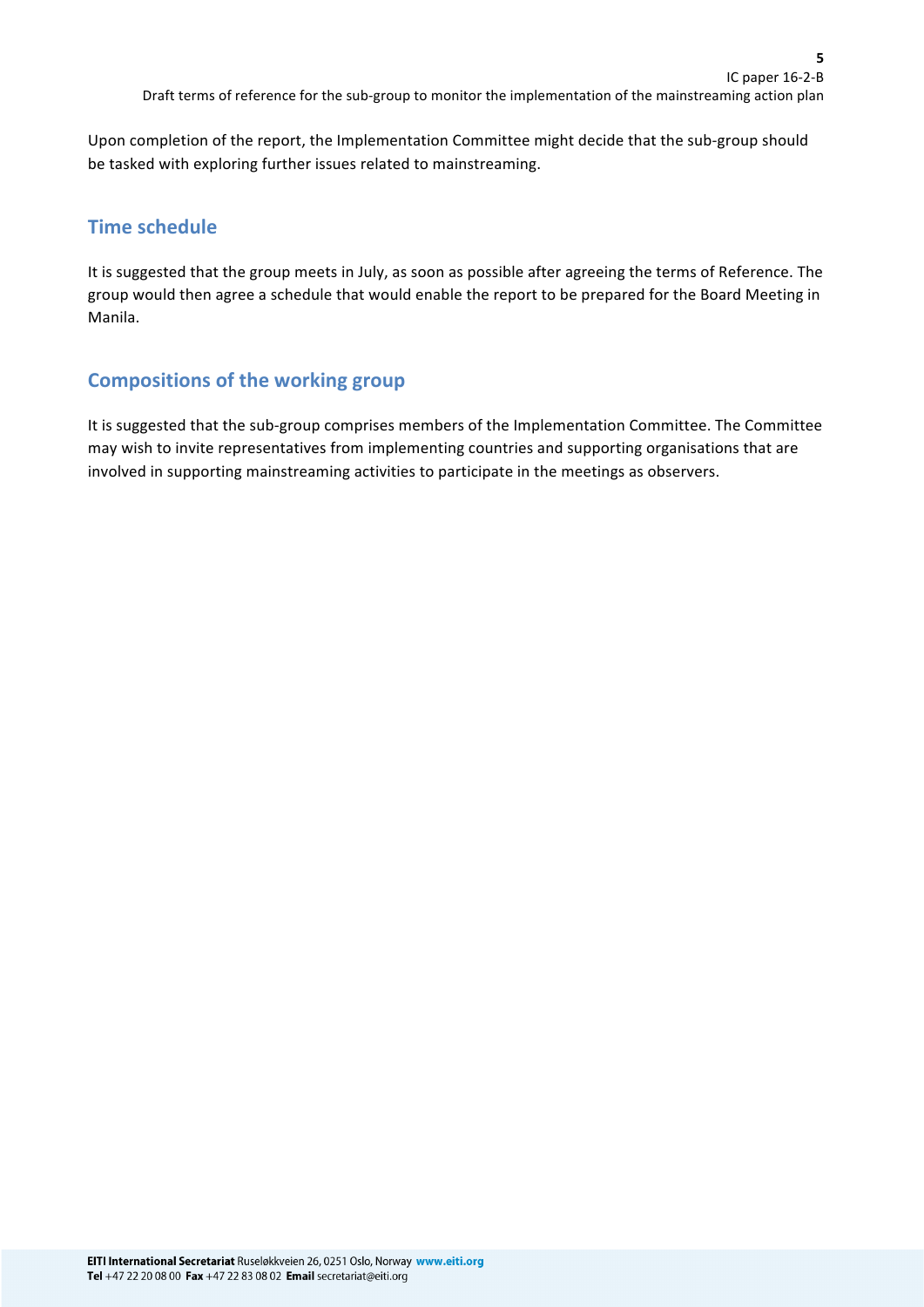Upon completion of the report, the Implementation Committee might decide that the sub-group should be tasked with exploring further issues related to mainstreaming.

## Time schedule

It is suggested that the group meets in July, as soon as possible after agreeing the terms of Reference. The group would then agree a schedule that would enable the report to be prepared for the Board Meeting in Manila.

## Compositions of the working group

It is suggested that the sub-group comprises members of the Implementation Committee. The Committee may wish to invite representatives from implementing countries and supporting organisations that are involved in supporting mainstreaming activities to participate in the meetings as observers.